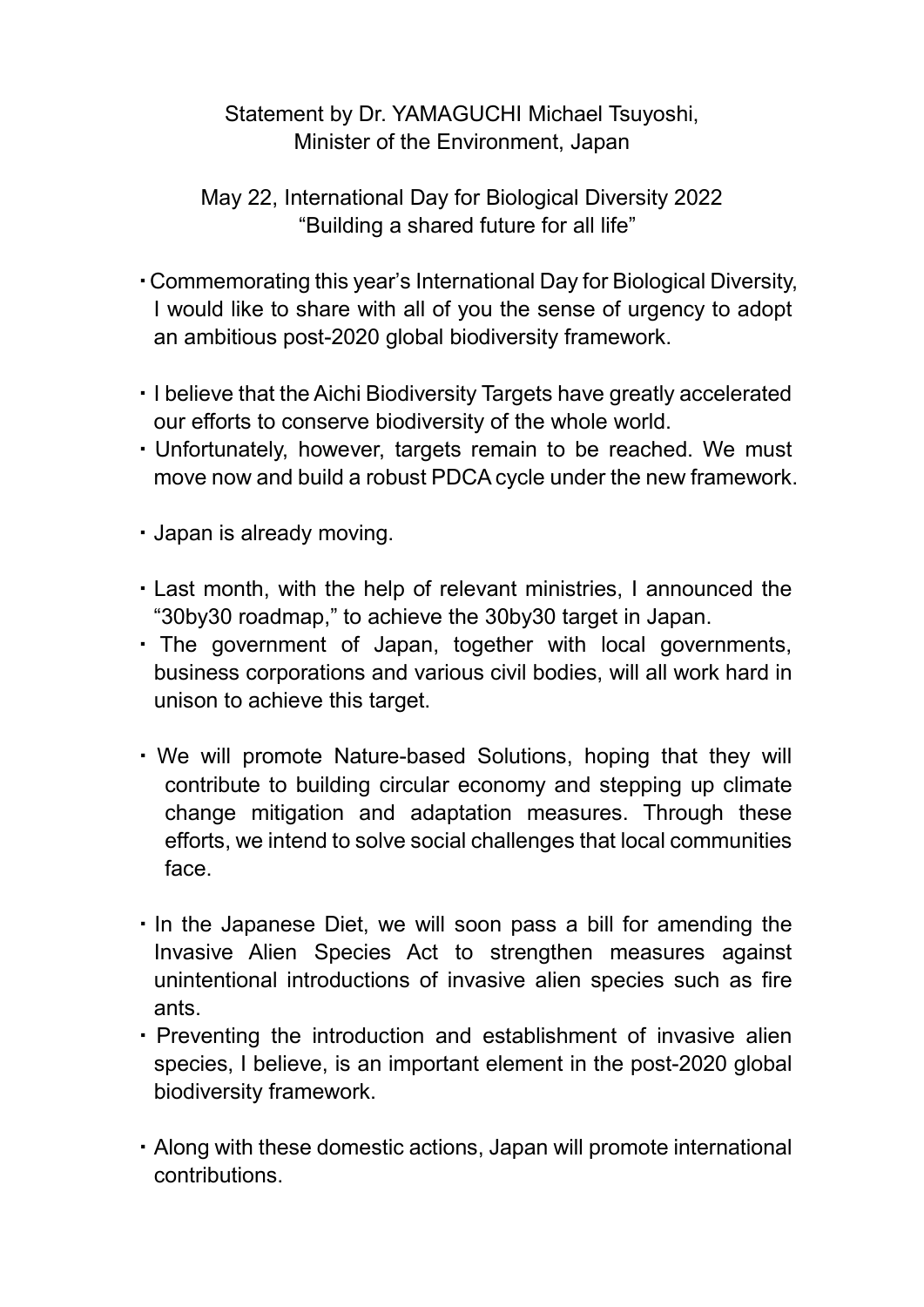Statement by Dr. YAMAGUCHI Michael Tsuyoshi,
Minister of the Environment, Japan

May 22, International Day for Biological Diversity 2022
"Building a shared future for all life"

- Commemorating this year's International Day for Biological Diversity, I would like to share with all of you the sense of urgency to adopt an ambitious post-2020 global biodiversity framework.

- I believe that the Aichi Biodiversity Targets have greatly accelerated our efforts to conserve biodiversity of the whole world.
- Unfortunately, however, targets remain to be reached. We must move now and build a robust PDCA cycle under the new framework.

- Japan is already moving.

- Last month, with the help of relevant ministries, I announced the "30by30 roadmap," to achieve the 30by30 target in Japan.
- The government of Japan, together with local governments, business corporations and various civil bodies, will all work hard in unison to achieve this target.

- We will promote Nature-based Solutions, hoping that they will contribute to building circular economy and stepping up climate change mitigation and adaptation measures. Through these efforts, we intend to solve social challenges that local communities face.

- In the Japanese Diet, we will soon pass a bill for amending the Invasive Alien Species Act to strengthen measures against unintentional introductions of invasive alien species such as fire ants.
- Preventing the introduction and establishment of invasive alien species, I believe, is an important element in the post-2020 global biodiversity framework.

- Along with these domestic actions, Japan will promote international contributions.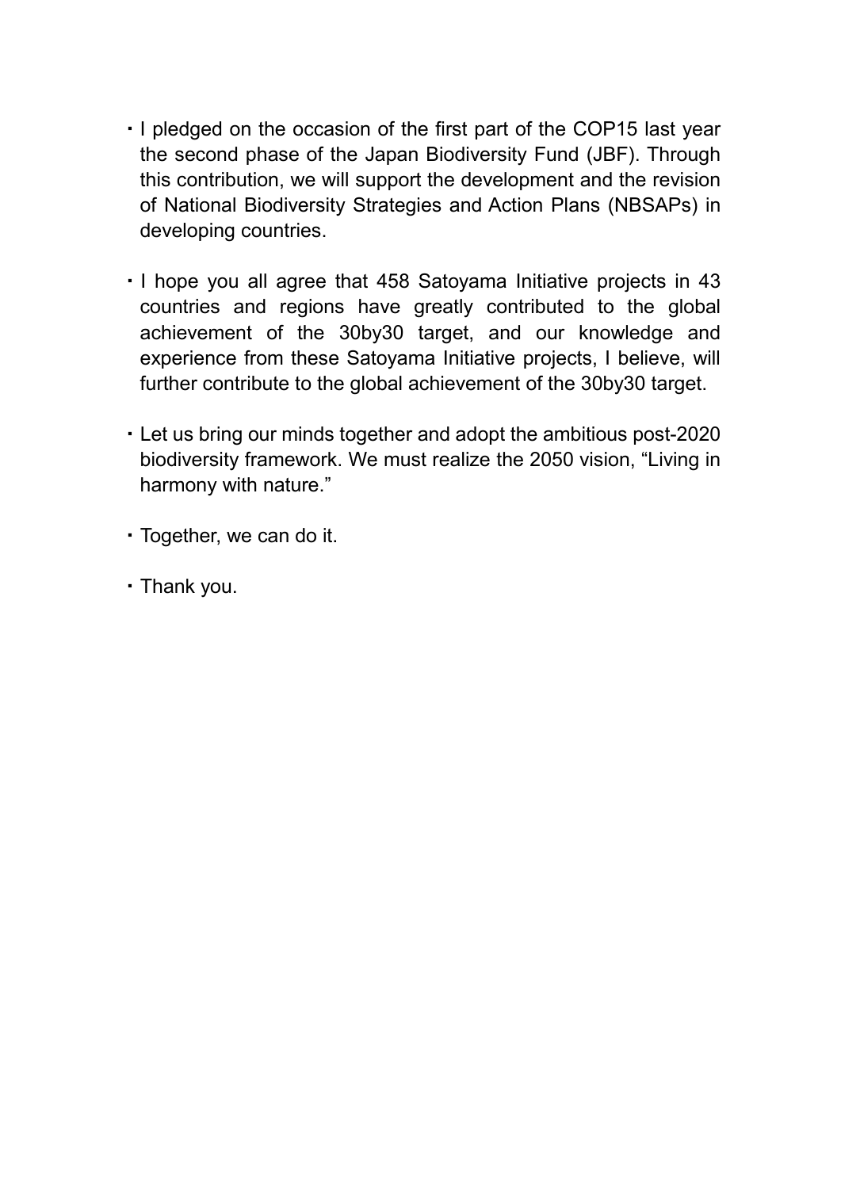・I pledged on the occasion of the first part of the COP15 last year the second phase of the Japan Biodiversity Fund (JBF). Through this contribution, we will support the development and the revision of National Biodiversity Strategies and Action Plans (NBSAPs) in developing countries.

・I hope you all agree that 458 Satoyama Initiative projects in 43 countries and regions have greatly contributed to the global achievement of the 30by30 target, and our knowledge and experience from these Satoyama Initiative projects, I believe, will further contribute to the global achievement of the 30by30 target.

・Let us bring our minds together and adopt the ambitious post-2020 biodiversity framework. We must realize the 2050 vision, "Living in harmony with nature."

・Together, we can do it.

・Thank you.